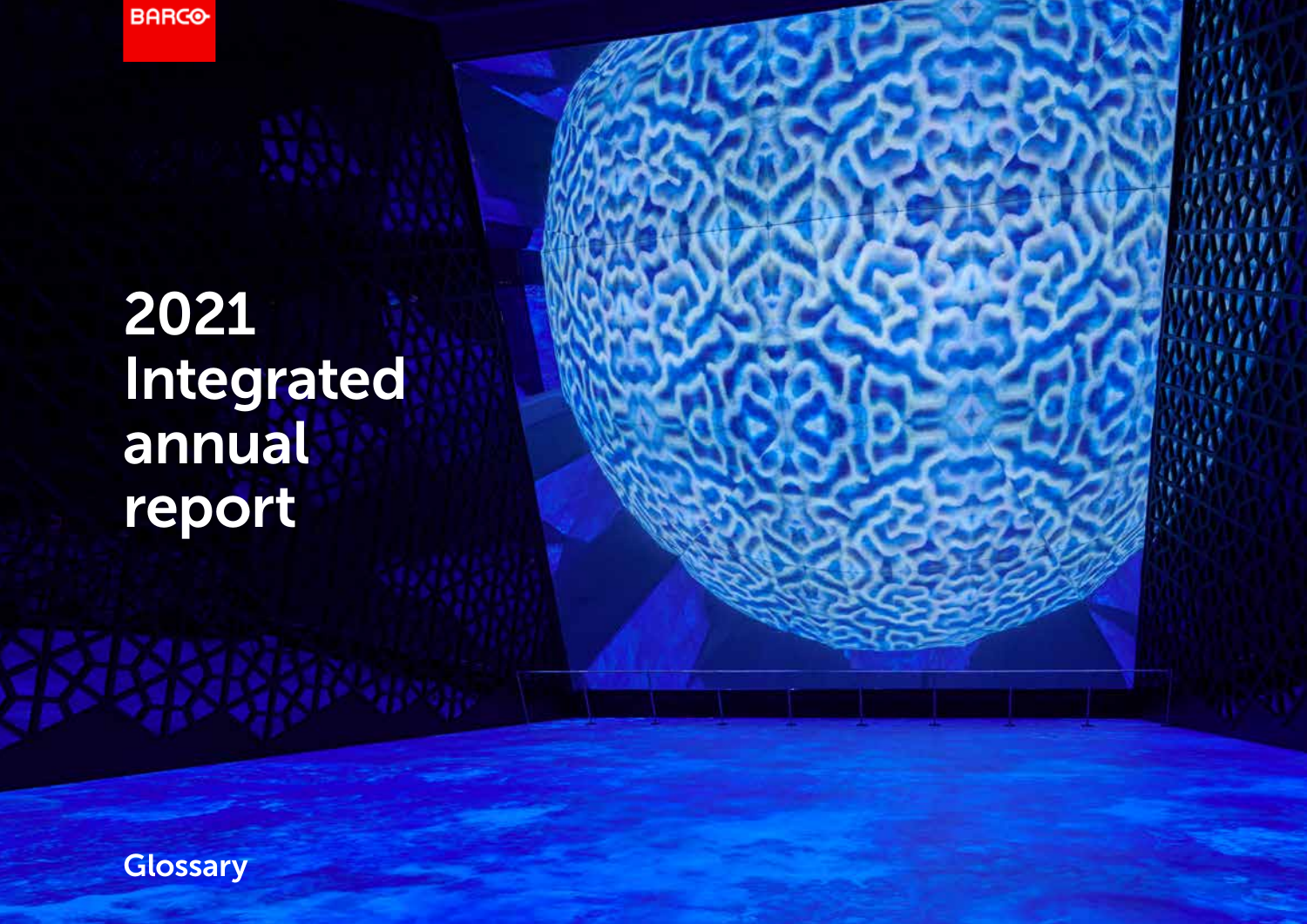BARCO

# 2021 Integrated annual report

## Glossary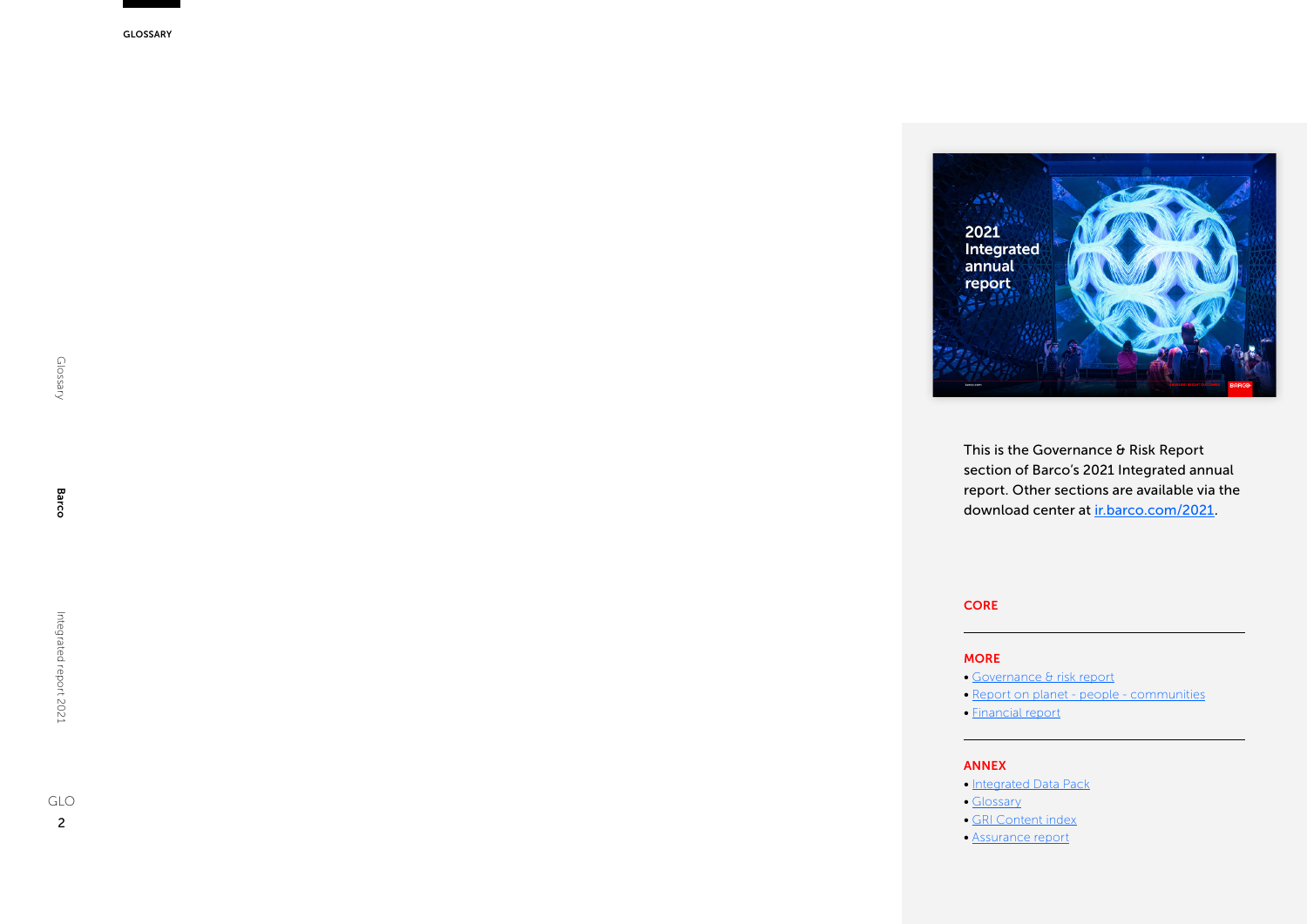This is the Governance & Risk Report section of Barco's 2021 Integrated annual report. Other sections are available via the download center at [ir.barco.com/2021](ir.barco.com/2021).

**CORE**

**MORE**

- Governance & risk report
- Report on planet - people - communities
- Financial report

**ANNEX**

- Integrated Data Pack
- Glossary
- GRI Content index
- Assurance report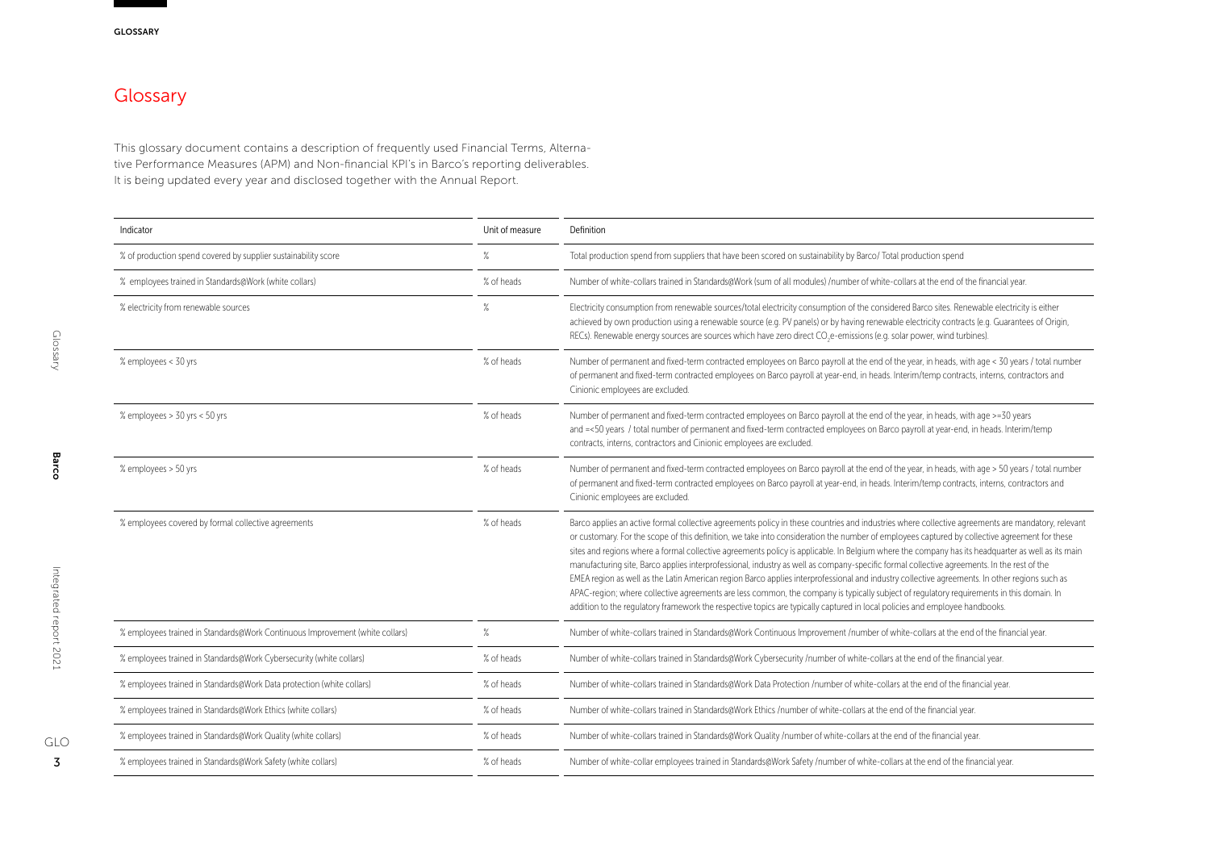# Glossary

This glossary document contains a description of frequently used Financial Terms, Alternative Performance Measures (APM) and Non-financial KPI's in Barco's reporting deliverables. It is being updated every year and disclosed together with the Annual Report.

| Indicator | Unit of measure | Definition |
|---|---|---|
| % of production spend covered by supplier sustainability score | % | Total production spend from suppliers that have been scored on sustainability by Barco/ Total production spend |
| % employees trained in Standards@Work (white collars) | % of heads | Number of white-collars trained in Standards@Work (sum of all modules) /number of white-collars at the end of the financial year. |
| % electricity from renewable sources | % | Electricity consumption from renewable sources/total electricity consumption of the considered Barco sites. Renewable electricity is either achieved by own production using a renewable source (e.g. PV panels) or by having renewable electricity contracts (e.g. Guarantees of Origin, RECs). Renewable energy sources are sources which have zero direct $CO_2$e-emissions (e.g. solar power, wind turbines). |
| % employees < 30 yrs | % of heads | Number of permanent and fixed-term contracted employees on Barco payroll at the end of the year, in heads, with age < 30 years / total number of permanent and fixed-term contracted employees on Barco payroll at year-end, in heads. Interim/temp contracts, interns, contractors and Cinionic employees are excluded. |
| % employees > 30 yrs < 50 yrs | % of heads | Number of permanent and fixed-term contracted employees on Barco payroll at the end of the year, in heads, with age >=30 years and =<50 years / total number of permanent and fixed-term contracted employees on Barco payroll at year-end, in heads. Interim/temp contracts, interns, contractors and Cinionic employees are excluded. |
| % employees > 50 yrs | % of heads | Number of permanent and fixed-term contracted employees on Barco payroll at the end of the year, in heads, with age > 50 years / total number of permanent and fixed-term contracted employees on Barco payroll at year-end, in heads. Interim/temp contracts, interns, contractors and Cinionic employees are excluded. |
| % employees covered by formal collective agreements | % of heads | Barco applies an active formal collective agreements policy in these countries and industries where collective agreements are mandatory, relevant or customary. For the scope of this definition, we take into consideration the number of employees captured by collective agreement for these sites and regions where a formal collective agreements policy is applicable. In Belgium where the company has its headquarter as well as its main manufacturing site, Barco applies interprofessional, industry as well as company-specific formal collective agreements. In the rest of the EMEA region as well as the Latin American region Barco applies interprofessional and industry collective agreements. In other regions such as APAC-region; where collective agreements are less common, the company is typically subject of regulatory requirements in this domain. In addition to the regulatory framework the respective topics are typically captured in local policies and employee handbooks. |
| % employees trained in Standards@Work Continuous Improvement (white collars) | % | Number of white-collars trained in Standards@Work Continuous Improvement /number of white-collars at the end of the financial year. |
| % employees trained in Standards@Work Cybersecurity (white collars) | % of heads | Number of white-collars trained in Standards@Work Cybersecurity /number of white-collars at the end of the financial year. |
| % employees trained in Standards@Work Data protection (white collars) | % of heads | Number of white-collars trained in Standards@Work Data Protection /number of white-collars at the end of the financial year. |
| % employees trained in Standards@Work Ethics (white collars) | % of heads | Number of white-collars trained in Standards@Work Ethics /number of white-collars at the end of the financial year. |
| % employees trained in Standards@Work Quality (white collars) | % of heads | Number of white-collars trained in Standards@Work Quality /number of white-collars at the end of the financial year. |
| % employees trained in Standards@Work Safety (white collars) | % of heads | Number of white-collar employees trained in Standards@Work Safety /number of white-collars at the end of the financial year. |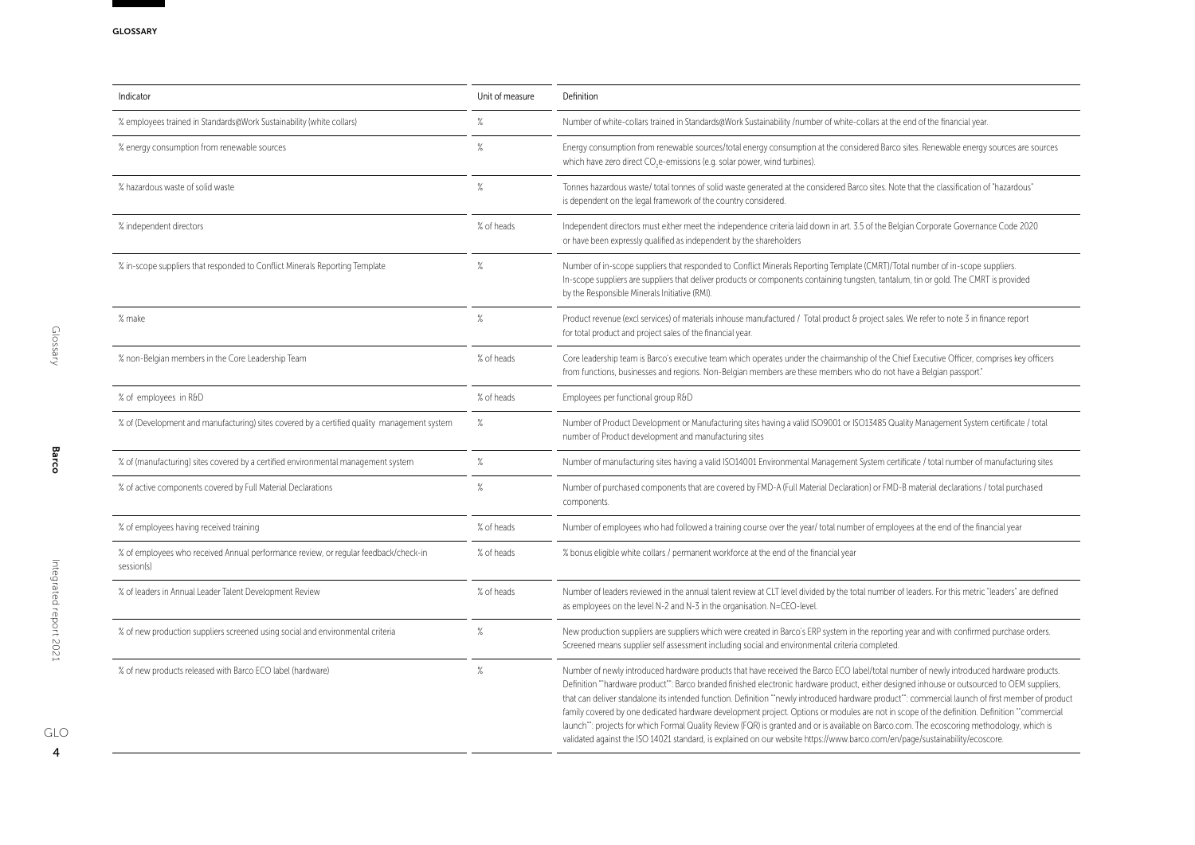| Indicator | Unit of measure | Definition |
|---|---|---|
| % employees trained in Standards@Work Sustainability (white collars) | % | Number of white-collars trained in Standards@Work Sustainability /number of white-collars at the end of the financial year. |
| % energy consumption from renewable sources | % | Energy consumption from renewable sources/total energy consumption at the considered Barco sites. Renewable energy sources are sources which have zero direct $CO_2$e-emissions (e.g. solar power, wind turbines). |
| % hazardous waste of solid waste | % | Tonnes hazardous waste/ total tonnes of solid waste generated at the considered Barco sites. Note that the classification of "hazardous" is dependent on the legal framework of the country considered. |
| % independent directors | % of heads | Independent directors must either meet the independence criteria laid down in art. 3.5 of the Belgian Corporate Governance Code 2020 or have been expressly qualified as independent by the shareholders |
| % in-scope suppliers that responded to Conflict Minerals Reporting Template | % | Number of in-scope suppliers that responded to Conflict Minerals Reporting Template (CMRT)/Total number of in-scope suppliers. In-scope suppliers are suppliers that deliver products or components containing tungsten, tantalum, tin or gold. The CMRT is provided by the Responsible Minerals Initiative (RMI). |
| % make | % | Product revenue (excl services) of materials inhouse manufactured / Total product & project sales. We refer to note 3 in finance report for total product and project sales of the financial year. |
| % non-Belgian members in the Core Leadership Team | % of heads | Core leadership team is Barco's executive team which operates under the chairmanship of the Chief Executive Officer, comprises key officers from functions, businesses and regions. Non-Belgian members are these members who do not have a Belgian passport." |
| % of employees in R&D | % of heads | Employees per functional group R&D |
| % of (Development and manufacturing) sites covered by a certified quality management system | % | Number of Product Development or Manufacturing sites having a valid ISO9001 or ISO13485 Quality Management System certificate / total number of Product development and manufacturing sites |
| % of (manufacturing) sites covered by a certified environmental management system | % | Number of manufacturing sites having a valid ISO14001 Environmental Management System certificate / total number of manufacturing sites |
| % of active components covered by Full Material Declarations | % | Number of purchased components that are covered by FMD-A (Full Material Declaration) or FMD-B material declarations / total purchased components. |
| % of employees having received training | % of heads | Number of employees who had followed a training course over the year/ total number of employees at the end of the financial year |
| % of employees who received Annual performance review, or regular feedback/check-in session(s) | % of heads | % bonus eligible white collars / permanent workforce at the end of the financial year |
| % of leaders in Annual Leader Talent Development Review | % of heads | Number of leaders reviewed in the annual talent review at CLT level divided by the total number of leaders. For this metric "leaders" are defined as employees on the level N-2 and N-3 in the organisation. N=CEO-level. |
| % of new production suppliers screened using social and environmental criteria | % | New production suppliers are suppliers which were created in Barco's ERP system in the reporting year and with confirmed purchase orders. Screened means supplier self assessment including social and environmental criteria completed. |
| % of new products released with Barco ECO label (hardware) | % | Number of newly introduced hardware products that have received the Barco ECO label/total number of newly introduced hardware products. Definition ""hardware product"": Barco branded finished electronic hardware product, either designed inhouse or outsourced to OEM suppliers, that can deliver standalone its intended function. Definition ""newly introduced hardware product"": commercial launch of first member of product family covered by one dedicated hardware development project. Options or modules are not in scope of the definition. Definition ""commercial launch"": projects for which Formal Quality Review (FQR) is granted and or is available on Barco.com. The ecoscoring methodology, which is validated against the ISO 14021 standard, is explained on our website https://www.barco.com/en/page/sustainability/ecoscore. |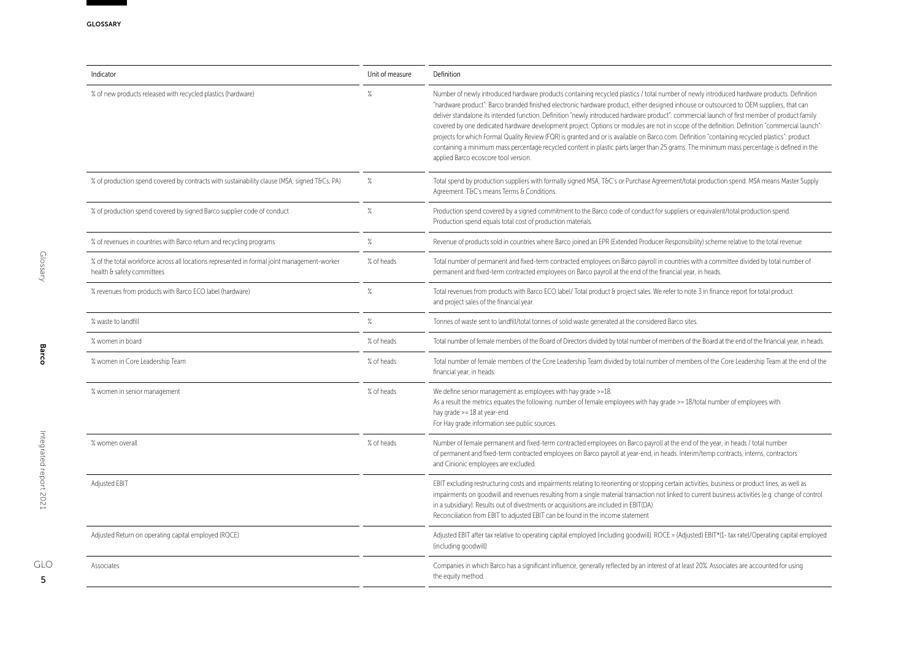## GLOSSARY

| Indicator | Unit of measure | Definition |
|---|---|---|
| % of new products released with recycled plastics (hardware) | % | Number of newly introduced hardware products containing recycled plastics / total number of newly introduced hardware products. Definition "hardware product": Barco branded finished electronic hardware product, either designed inhouse or outsourced to OEM suppliers, that can deliver standalone its intended function. Definition "newly introduced hardware product": commercial launch of first member of product family covered by one dedicated hardware development project. Options or modules are not in scope of the definition. Definition "commercial launch": projects for which Formal Quality Review (FQR) is granted and or is available on Barco.com. Definition "containing recycled plastics": product containing a minimum mass percentage recycled content in plastic parts larger than 25 grams. The minimum mass percentage is defined in the applied Barco ecoscore tool version. |
| % of production spend covered by contracts with sustainability clause (MSA, signed T&Cs, PA) | % | Total spend by production suppliers with formally signed MSA, T&C's or Purchase Agreement/total production spend. MSA means Master Supply Agreement. T&C's means Terms & Conditions. |
| % of production spend covered by signed Barco supplier code of conduct | % | Production spend covered by a signed commitment to the Barco code of conduct for suppliers or equivalent/total production spend. Production spend equals total cost of production materials. |
| % of revenues in countries with Barco return and recycling programs | % | Revenue of products sold in countries where Barco joined an EPR (Extended Producer Responsibility) scheme relative to the total revenue |
| % of the total workforce across all locations represented in formal joint management-worker health & safety committees | % of heads | Total number of permanent and fixed-term contracted employees on Barco payroll in countries with a committee divided by total number of permanent and fixed-term contracted employees on Barco payroll at the end of the financial year, in heads. |
| % revenues from products with Barco ECO label (hardware) | % | Total revenues from products with Barco ECO label/ Total product & project sales. We refer to note 3 in finance report for total product and project sales of the financial year. |
| % waste to landfill | % | Tonnes of waste sent to landfill/total tonnes of solid waste generated at the considered Barco sites. |
| % women in board | % of heads | Total number of female members of the Board of Directors divided by total number of members of the Board at the end of the financial year, in heads. |
| % women in Core Leadership Team | % of heads | Total number of female members of the Core Leadership Team divided by total number of members of the Core Leadership Team at the end of the financial year, in heads. |
| % women in senior management | % of heads | We define senior management as employees with hay grade >=18. As a result the metrics equates the following: number of female employees with hay grade >= 18/total number of employees with hay grade >= 18 at year-end. For Hay grade information see public sources. |
| % women overall | % of heads | Number of female permanent and fixed-term contracted employees on Barco payroll at the end of the year, in heads / total number of permanent and fixed-term contracted employees on Barco payroll at year-end, in heads. Interim/temp contracts, interns, contractors and Cinionic employees are excluded. |
| Adjusted EBIT | | EBIT excluding restructuring costs and impairments relating to reorienting or stopping certain activities, business or product lines, as well as impairments on goodwill and revenues resulting from a single material transaction not linked to current business activities (e.g. change of control in a subsidiary). Results out of divestments or acquisitions are included in EBIT(DA). Reconciliation from EBIT to adjusted EBIT can be found in the income statement |
| Adjusted Return on operating capital employed (ROCE) | | Adjusted EBIT after tax relative to operating capital employed (including goodwill). ROCE = (Adjusted) EBIT*(1- tax rate)/Operating capital employed (including goodwill) |
| Associates | | Companies in which Barco has a significant influence, generally reflected by an interest of at least 20%. Associates are accounted for using the equity method. |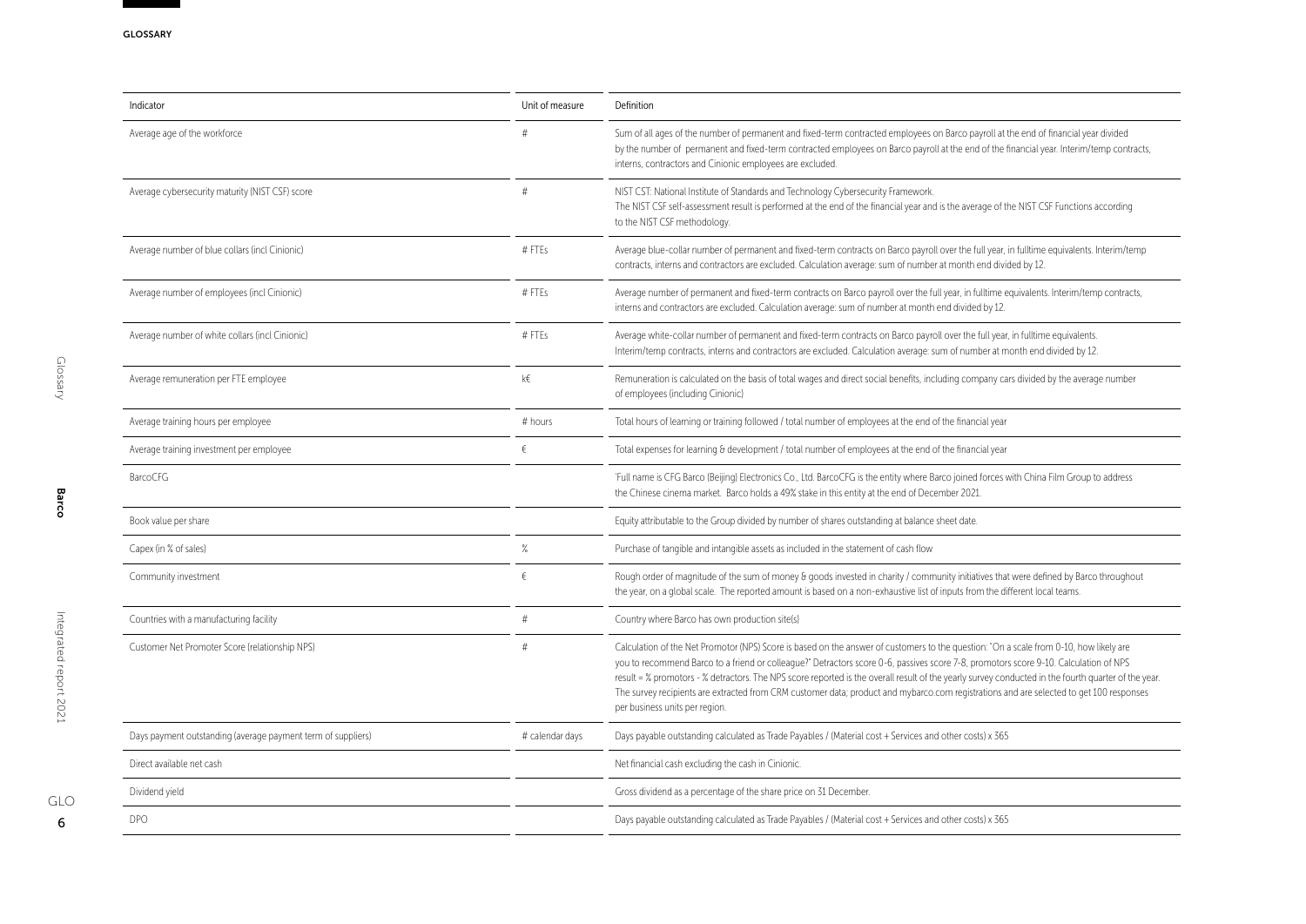# GLOSSARY

| Indicator | Unit of measure | Definition |
|---|---|---|
| Average age of the workforce | # | Sum of all ages of the number of permanent and fixed-term contracted employees on Barco payroll at the end of financial year divided by the number of permanent and fixed-term contracted employees on Barco payroll at the end of the financial year. Interim/temp contracts, interns, contractors and Cinionic employees are excluded. |
| Average cybersecurity maturity (NIST CSF) score | # | NIST CST: National Institute of Standards and Technology Cybersecurity Framework. The NIST CSF self-assessment result is performed at the end of the financial year and is the average of the NIST CSF Functions according to the NIST CSF methodology. |
| Average number of blue collars (incl Cinionic) | # FTEs | Average blue-collar number of permanent and fixed-term contracts on Barco payroll over the full year, in fulltime equivalents. Interim/temp contracts, interns and contractors are excluded. Calculation average: sum of number at month end divided by 12. |
| Average number of employees (incl Cinionic) | # FTEs | Average number of permanent and fixed-term contracts on Barco payroll over the full year, in fulltime equivalents. Interim/temp contracts, interns and contractors are excluded. Calculation average: sum of number at month end divided by 12. |
| Average number of white collars (incl Cinionic) | # FTEs | Average white-collar number of permanent and fixed-term contracts on Barco payroll over the full year, in fulltime equivalents. Interim/temp contracts, interns and contractors are excluded. Calculation average: sum of number at month end divided by 12. |
| Average remuneration per FTE employee | k€ | Remuneration is calculated on the basis of total wages and direct social benefits, including company cars divided by the average number of employees (including Cinionic) |
| Average training hours per employee | # hours | Total hours of learning or training followed / total number of employees at the end of the financial year |
| Average training investment per employee | € | Total expenses for learning & development / total number of employees at the end of the financial year |
| BarcoCFG | | 'Full name is CFG Barco (Beijing) Electronics Co., Ltd. BarcoCFG is the entity where Barco joined forces with China Film Group to address the Chinese cinema market. Barco holds a 49% stake in this entity at the end of December 2021. |
| Book value per share | | Equity attributable to the Group divided by number of shares outstanding at balance sheet date. |
| Capex (in % of sales) | % | Purchase of tangible and intangible assets as included in the statement of cash flow |
| Community investment | € | Rough order of magnitude of the sum of money & goods invested in charity / community initiatives that were defined by Barco throughout the year, on a global scale. The reported amount is based on a non-exhaustive list of inputs from the different local teams. |
| Countries with a manufacturing facility | # | Country where Barco has own production site(s) |
| Customer Net Promoter Score (relationship NPS) | # | Calculation of the Net Promotor (NPS) Score is based on the answer of customers to the question: "On a scale from 0-10, how likely are you to recommend Barco to a friend or colleague?" Detractors score 0-6, passives score 7-8, promotors score 9-10. Calculation of NPS result = % promotors - % detractors. The NPS score reported is the overall result of the yearly survey conducted in the fourth quarter of the year. The survey recipients are extracted from CRM customer data; product and mybarco.com registrations and are selected to get 100 responses per business units per region. |
| Days payment outstanding (average payment term of suppliers) | # calendar days | Days payable outstanding calculated as Trade Payables / (Material cost + Services and other costs) x 365 |
| Direct available net cash | | Net financial cash excluding the cash in Cinionic. |
| Dividend yield | | Gross dividend as a percentage of the share price on 31 December. |
| DPO | | Days payable outstanding calculated as Trade Payables / (Material cost + Services and other costs) x 365 |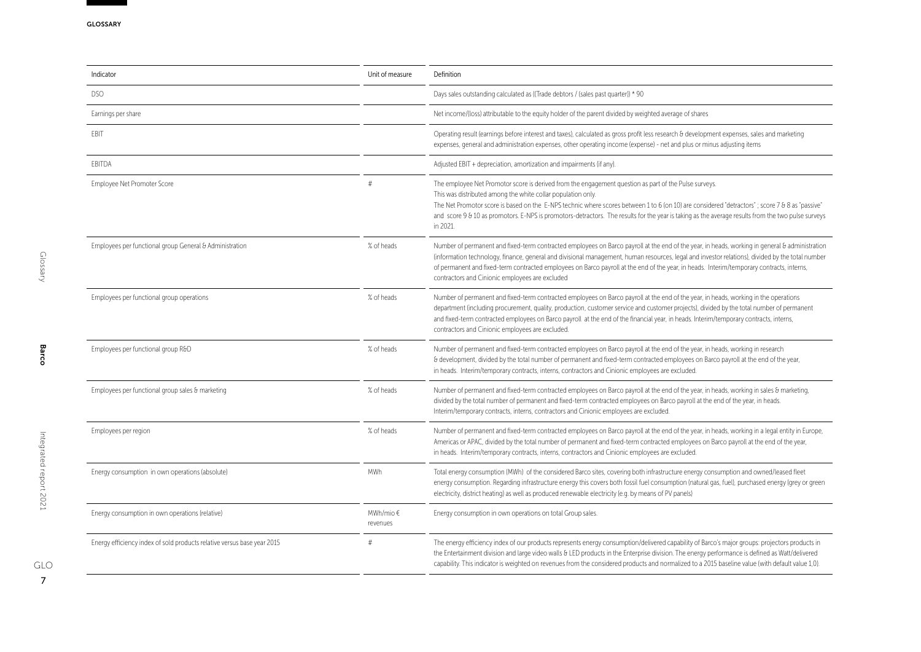## GLOSSARY

| Indicator | Unit of measure | Definition |
|---|---|---|
| DSO | | Days sales outstanding calculated as ((Trade debtors / (sales past quarter)) * 90 |
| Earnings per share | | Net income/(loss) attributable to the equity holder of the parent divided by weighted average of shares |
| EBIT | | Operating result (earnings before interest and taxes), calculated as gross profit less research & development expenses, sales and marketing expenses, general and administration expenses, other operating income (expense) - net and plus or minus adjusting items |
| EBITDA | | Adjusted EBIT + depreciation, amortization and impairments (if any). |
| Employee Net Promoter Score | # | The employee Net Promotor score is derived from the engagement question as part of the Pulse surveys. This was distributed among the white collar population only. The Net Promotor score is based on the E-NPS technic where scores between 1 to 6 (on 10) are considered "detractors" ; score 7 & 8 as "passive" and score 9 & 10 as promotors. E-NPS is promotors-detractors. The results for the year is taking as the average results from the two pulse surveys in 2021. |
| Employees per functional group General & Administration | % of heads | Number of permanent and fixed-term contracted employees on Barco payroll at the end of the year, in heads, working in general & administration (information technology, finance, general and divisional management, human resources, legal and investor relations), divided by the total number of permanent and fixed-term contracted employees on Barco payroll at the end of the year, in heads. Interim/temporary contracts, interns, contractors and Cinionic employees are excluded |
| Employees per functional group operations | % of heads | Number of permanent and fixed-term contracted employees on Barco payroll at the end of the year, in heads, working in the operations department (including procurement, quality, production, customer service and customer projects), divided by the total number of permanent and fixed-term contracted employees on Barco payroll at the end of the financial year, in heads. Interim/temporary contracts, interns, contractors and Cinionic employees are excluded. |
| Employees per functional group R&D | % of heads | Number of permanent and fixed-term contracted employees on Barco payroll at the end of the year, in heads, working in research & development, divided by the total number of permanent and fixed-term contracted employees on Barco payroll at the end of the year, in heads. Interim/temporary contracts, interns, contractors and Cinionic employees are excluded. |
| Employees per functional group sales & marketing | % of heads | Number of permanent and fixed-term contracted employees on Barco payroll at the end of the year, in heads, working in sales & marketing, divided by the total number of permanent and fixed-term contracted employees on Barco payroll at the end of the year, in heads. Interim/temporary contracts, interns, contractors and Cinionic employees are excluded. |
| Employees per region | % of heads | Number of permanent and fixed-term contracted employees on Barco payroll at the end of the year, in heads, working in a legal entity in Europe, Americas or APAC, divided by the total number of permanent and fixed-term contracted employees on Barco payroll at the end of the year, in heads. Interim/temporary contracts, interns, contractors and Cinionic employees are excluded. |
| Energy consumption in own operations (absolute) | MWh | Total energy consumption (MWh) of the considered Barco sites, covering both infrastructure energy consumption and owned/leased fleet energy consumption. Regarding infrastructure energy this covers both fossil fuel consumption (natural gas, fuel), purchased energy (grey or green electricity, district heating) as well as produced renewable electricity (e.g. by means of PV panels) |
| Energy consumption in own operations (relative) | MWh/mio € revenues | Energy consumption in own operations on total Group sales. |
| Energy efficiency index of sold products relative versus base year 2015 | # | The energy efficiency index of our products represents energy consumption/delivered capability of Barco's major groups: projectors products in the Entertainment division and large video walls & LED products in the Enterprise division. The energy performance is defined as Watt/delivered capability. This indicator is weighted on revenues from the considered products and normalized to a 2015 baseline value (with default value 1,0). |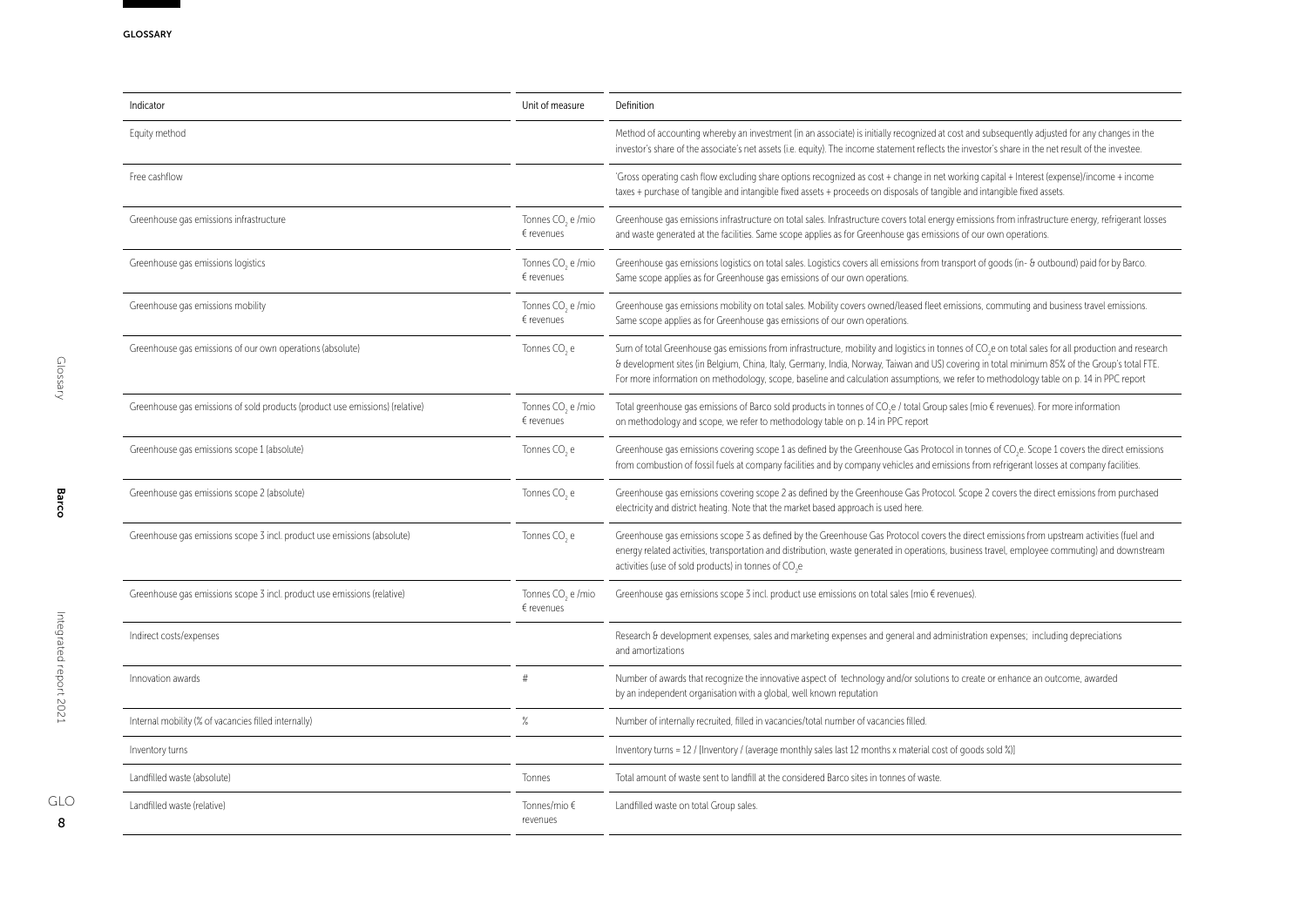GLOSSARY

| Indicator | Unit of measure | Definition |
| --- | --- | --- |
| Equity method | | Method of accounting whereby an investment (in an associate) is initially recognized at cost and subsequently adjusted for any changes in the investor's share of the associate's net assets (i.e. equity). The income statement reflects the investor's share in the net result of the investee. |
| Free cashflow | | 'Gross operating cash flow excluding share options recognized as cost + change in net working capital + Interest (expense)/income + income taxes + purchase of tangible and intangible fixed assets + proceeds on disposals of tangible and intangible fixed assets. |
| Greenhouse gas emissions infrastructure | Tonnes $CO_2$ e /mio € revenues | Greenhouse gas emissions infrastructure on total sales. Infrastructure covers total energy emissions from infrastructure energy, refrigerant losses and waste generated at the facilities. Same scope applies as for Greenhouse gas emissions of our own operations. |
| Greenhouse gas emissions logistics | Tonnes $CO_2$ e /mio € revenues | Greenhouse gas emissions logistics on total sales. Logistics covers all emissions from transport of goods (in- & outbound) paid for by Barco. Same scope applies as for Greenhouse gas emissions of our own operations. |
| Greenhouse gas emissions mobility | Tonnes $CO_2$ e /mio € revenues | Greenhouse gas emissions mobility on total sales. Mobility covers owned/leased fleet emissions, commuting and business travel emissions. Same scope applies as for Greenhouse gas emissions of our own operations. |
| Greenhouse gas emissions of our own operations (absolute) | Tonnes $CO_2$ e | Sum of total Greenhouse gas emissions from infrastructure, mobility and logistics in tonnes of $CO_2$e on total sales for all production and research & development sites (in Belgium, China, Italy, Germany, India, Norway, Taiwan and US) covering in total minimum 85% of the Group's total FTE. For more information on methodology, scope, baseline and calculation assumptions, we refer to methodology table on p. 14 in PPC report |
| Greenhouse gas emissions of sold products (product use emissions) (relative) | Tonnes $CO_2$ e /mio € revenues | Total greenhouse gas emissions of Barco sold products in tonnes of $CO_2$e / total Group sales (mio € revenues). For more information on methodology and scope, we refer to methodology table on p. 14 in PPC report |
| Greenhouse gas emissions scope 1 (absolute) | Tonnes $CO_2$ e | Greenhouse gas emissions covering scope 1 as defined by the Greenhouse Gas Protocol in tonnes of $CO_2$e. Scope 1 covers the direct emissions from combustion of fossil fuels at company facilities and by company vehicles and emissions from refrigerant losses at company facilities. |
| Greenhouse gas emissions scope 2 (absolute) | Tonnes $CO_2$ e | Greenhouse gas emissions covering scope 2 as defined by the Greenhouse Gas Protocol. Scope 2 covers the direct emissions from purchased electricity and district heating. Note that the market based approach is used here. |
| Greenhouse gas emissions scope 3 incl. product use emissions (absolute) | Tonnes $CO_2$ e | Greenhouse gas emissions scope 3 as defined by the Greenhouse Gas Protocol covers the direct emissions from upstream activities (fuel and energy related activities, transportation and distribution, waste generated in operations, business travel, employee commuting) and downstream activities (use of sold products) in tonnes of $CO_2$e |
| Greenhouse gas emissions scope 3 incl. product use emissions (relative) | Tonnes $CO_2$ e /mio € revenues | Greenhouse gas emissions scope 3 incl. product use emissions on total sales (mio € revenues). |
| Indirect costs/expenses | | Research & development expenses, sales and marketing expenses and general and administration expenses; including depreciations and amortizations |
| Innovation awards | # | Number of awards that recognize the innovative aspect of technology and/or solutions to create or enhance an outcome, awarded by an independent organisation with a global, well known reputation |
| Internal mobility (% of vacancies filled internally) | % | Number of internally recruited, filled in vacancies/total number of vacancies filled. |
| Inventory turns | | Inventory turns = 12 / [Inventory / (average monthly sales last 12 months x material cost of goods sold %)] |
| Landfilled waste (absolute) | Tonnes | Total amount of waste sent to landfill at the considered Barco sites in tonnes of waste. |
| Landfilled waste (relative) | Tonnes/mio € revenues | Landfilled waste on total Group sales. |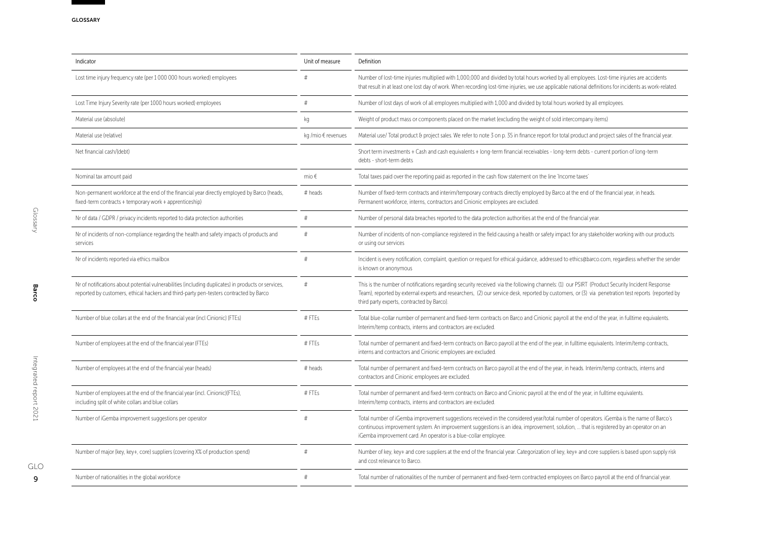| Indicator | Unit of measure | Definition |
|---|---|---|
| Lost time injury frequency rate (per 1 000 000 hours worked) employees | # | Number of lost-time injuries multiplied with 1,000,000 and divided by total hours worked by all employees. Lost-time injuries are accidents that result in at least one lost day of work. When recording lost-time injuries, we use applicable national definitions for incidents as work-related. |
| Lost Time Injury Severity rate (per 1000 hours worked) employees | # | Number of lost days of work of all employees multiplied with 1,000 and divided by total hours worked by all employees. |
| Material use (absolute) | kg | Weight of product mass or components placed on the market (excluding the weight of sold intercompany items) |
| Material use (relative) | kg /mio € revenues | Material use/ Total product & project sales. We refer to note 3 on p. 35 in finance report for total product and project sales of the financial year. |
| Net financial cash/(debt) | | Short term investments + Cash and cash equivalents + long-term financial receivables - long-term debts - current portion of long-term debts - short-term debts |
| Nominal tax amount paid | mio € | Total taxes paid over the reporting paid as reported in the cash flow statement on the line 'Income taxes' |
| Non-permanent workforce at the end of the financial year directly employed by Barco (heads, fixed-term contracts + temporary work + apprenticeship) | # heads | Number of fixed-term contracts and interim/temporary contracts directly employed by Barco at the end of the financial year, in heads. Permanent workforce, interns, contractors and Cinionic employees are excluded. |
| Nr of data / GDPR / privacy incidents reported to data protection authorities | # | Number of personal data breaches reported to the data protection authorities at the end of the financial year. |
| Nr of incidents of non-compliance regarding the health and safety impacts of products and services | # | Number of incidents of non-compliance registered in the field causing a health or safety impact for any stakeholder working with our products or using our services |
| Nr of incidents reported via ethics mailbox | # | Incident is every notification, complaint, question or request for ethical guidance, addressed to ethics@barco.com, regardless whether the sender is known or anonymous |
| Nr of notifications about potential vulnerabilities (including duplicates) in products or services, reported by customers, ethical hackers and third-party pen-testers contracted by Barco | # | This is the number of notifications regarding security received via the following channels: (1) our PSIRT (Product Security Incident Response Team), reported by external experts and researchers, (2) our service desk, reported by customers, or (3) via penetration test reports (reported by third party experts, contracted by Barco). |
| Number of blue collars at the end of the financial year (incl Cinionic) (FTEs) | # FTEs | Total blue-collar number of permanent and fixed-term contracts on Barco and Cinionic payroll at the end of the year, in fulltime equivalents. Interim/temp contracts, interns and contractors are excluded. |
| Number of employees at the end of the financial year (FTEs) | # FTEs | Total number of permanent and fixed-term contracts on Barco payroll at the end of the year, in fulltime equivalents. Interim/temp contracts, interns and contractors and Cinionic employees are excluded. |
| Number of employees at the end of the financial year (heads) | # heads | Total number of permanent and fixed-term contracts on Barco payroll at the end of the year, in heads. Interim/temp contracts, interns and contractors and Cinionic employees are excluded. |
| Number of employees at the end of the financial year (incl. Cinionic)(FTEs), including split of white collars and blue collars | # FTEs | Total number of permanent and fixed-term contracts on Barco and Cinionic payroll at the end of the year, in fulltime equivalents. Interim/temp contracts, interns and contractors are excluded. |
| Number of iGemba improvement suggestions per operator | # | Total number of iGemba improvement suggestions received in the considered year/total number of operators. iGemba is the name of Barco's continuous improvement system. An improvement suggestions is an idea, improvement, solution, ... that is registered by an operator on an iGemba improvement card. An operator is a blue-collar employee. |
| Number of major (key, key+, core) suppliers (covering X% of production spend) | # | Number of key, key+ and core suppliers at the end of the financial year. Categorization of key, key+ and core suppliers is based upon supply risk and cost relevance to Barco. |
| Number of nationalities in the global workforce | # | Total number of nationalities of the number of permanent and fixed-term contracted employees on Barco payroll at the end of financial year. |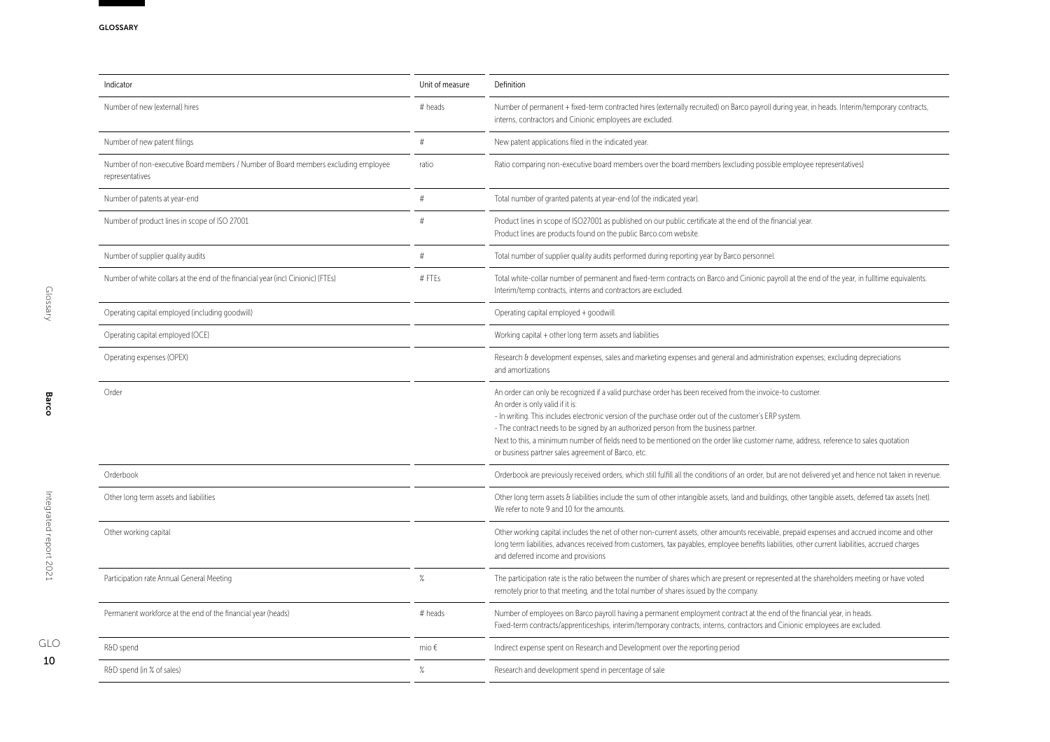GLOSSARY

| Indicator | Unit of measure | Definition |
|---|---|---|
| Number of new (external) hires | # heads | Number of permanent + fixed-term contracted hires (externally recruited) on Barco payroll during year, in heads. Interim/temporary contracts, interns, contractors and Cinionic employees are excluded. |
| Number of new patent filings | # | New patent applications filed in the indicated year. |
| Number of non-executive Board members / Number of Board members excluding employee representatives | ratio | Ratio comparing non-executive board members over the board members (excluding possible employee representatives) |
| Number of patents at year-end | # | Total number of granted patents at year-end (of the indicated year). |
| Number of product lines in scope of ISO 27001 | # | Product lines in scope of ISO27001 as published on our public certificate at the end of the financial year. Product lines are products found on the public Barco.com website. |
| Number of supplier quality audits | # | Total number of supplier quality audits performed during reporting year by Barco personnel. |
| Number of white collars at the end of the financial year (incl Cinionic) (FTEs) | # FTEs | Total white-collar number of permanent and fixed-term contracts on Barco and Cinionic payroll at the end of the year, in fulltime equivalents. Interim/temp contracts, interns and contractors are excluded. |
| Operating capital employed (including goodwill) | | Operating capital employed + goodwill |
| Operating capital employed (OCE) | | Working capital + other long term assets and liabilities |
| Operating expenses (OPEX) | | Research & development expenses, sales and marketing expenses and general and administration expenses; excluding depreciations and amortizations |
| Order | | An order can only be recognized if a valid purchase order has been received from the invoice-to customer.<br>An order is only valid if it is:<br>- In writing. This includes electronic version of the purchase order out of the customer's ERP system.<br>- The contract needs to be signed by an authorized person from the business partner.<br>Next to this, a minimum number of fields need to be mentioned on the order like customer name, address, reference to sales quotation or business partner sales agreement of Barco, etc. |
| Orderbook | | Orderbook are previously received orders, which still fulfill all the conditions of an order, but are not delivered yet and hence not taken in revenue. |
| Other long term assets and liabilities | | Other long term assets & liabilities include the sum of other intangible assets, land and buildings, other tangible assets, deferred tax assets (net). We refer to note 9 and 10 for the amounts. |
| Other working capital | | Other working capital includes the net of other non-current assets, other amounts receivable, prepaid expenses and accrued income and other long term liabilities, advances received from customers, tax payables, employee benefits liabilities, other current liabilities, accrued charges and deferred income and provisions |
| Participation rate Annual General Meeting | % | The participation rate is the ratio between the number of shares which are present or represented at the shareholders meeting or have voted remotely prior to that meeting, and the total number of shares issued by the company. |
| Permanent workforce at the end of the financial year (heads) | # heads | Number of employees on Barco payroll having a permanent employment contract at the end of the financial year, in heads. Fixed-term contracts/apprenticeships, interim/temporary contracts, interns, contractors and Cinionic employees are excluded. |
| R&D spend | mio € | Indirect expense spent on Research and Development over the reporting period |
| R&D spend (in % of sales) | % | Research and development spend in percentage of sale |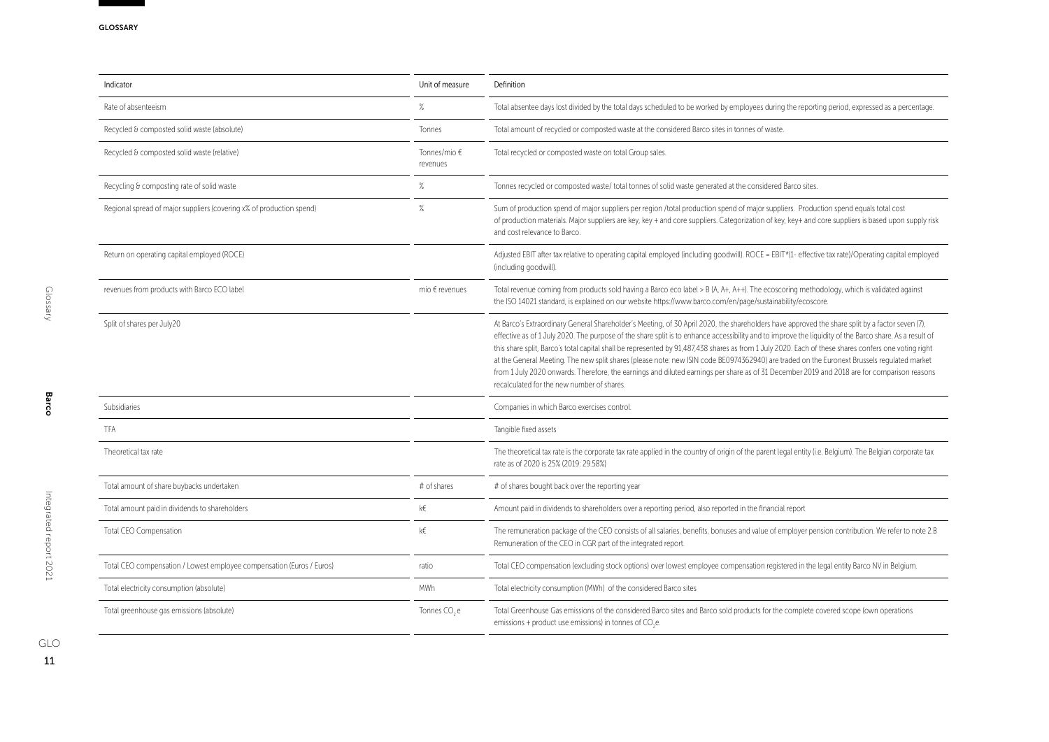## GLOSSARY

| Indicator | Unit of measure | Definition |
|---|---|---|
| Rate of absenteeism | % | Total absentee days lost divided by the total days scheduled to be worked by employees during the reporting period, expressed as a percentage. |
| Recycled & composted solid waste (absolute) | Tonnes | Total amount of recycled or composted waste at the considered Barco sites in tonnes of waste. |
| Recycled & composted solid waste (relative) | Tonnes/mio € revenues | Total recycled or composted waste on total Group sales. |
| Recycling & composting rate of solid waste | % | Tonnes recycled or composted waste/ total tonnes of solid waste generated at the considered Barco sites. |
| Regional spread of major suppliers (covering x% of production spend) | % | Sum of production spend of major suppliers per region /total production spend of major suppliers. Production spend equals total cost of production materials. Major suppliers are key, key + and core suppliers. Categorization of key, key+ and core suppliers is based upon supply risk and cost relevance to Barco. |
| Return on operating capital employed (ROCE) | | Adjusted EBIT after tax relative to operating capital employed (including goodwill). ROCE = EBIT*(1- effective tax rate)/Operating capital employed (including goodwill). |
| revenues from products with Barco ECO label | mio € revenues | Total revenue coming from products sold having a Barco eco label > B (A, A+, A++). The ecoscoring methodology, which is validated against the ISO 14021 standard, is explained on our website https://www.barco.com/en/page/sustainability/ecoscore. |
| Split of shares per July20 | | At Barco's Extraordinary General Shareholder's Meeting, of 30 April 2020, the shareholders have approved the share split by a factor seven (7), effective as of 1 July 2020. The purpose of the share split is to enhance accessibility and to improve the liquidity of the Barco share. As a result of this share split, Barco's total capital shall be represented by 91,487,438 shares as from 1 July 2020. Each of these shares confers one voting right at the General Meeting. The new split shares (please note: new ISIN code BE0974362940) are traded on the Euronext Brussels regulated market from 1 July 2020 onwards. Therefore, the earnings and diluted earnings per share as of 31 December 2019 and 2018 are for comparison reasons recalculated for the new number of shares. |
| Subsidiaries | | Companies in which Barco exercises control. |
| TFA | | Tangible fixed assets |
| Theoretical tax rate | | The theoretical tax rate is the corporate tax rate applied in the country of origin of the parent legal entity (i.e. Belgium). The Belgian corporate tax rate as of 2020 is 25% (2019: 29.58%) |
| Total amount of share buybacks undertaken | # of shares | # of shares bought back over the reporting year |
| Total amount paid in dividends to shareholders | k€ | Amount paid in dividends to shareholders over a reporting period, also reported in the financial report |
| Total CEO Compensation | k€ | The remuneration package of the CEO consists of all salaries, benefits, bonuses and value of employer pension contribution. We refer to note 2.B Remuneration of the CEO in CGR part of the integrated report. |
| Total CEO compensation / Lowest employee compensation (Euros / Euros) | ratio | Total CEO compensation (excluding stock options) over lowest employee compensation registered in the legal entity Barco NV in Belgium. |
| Total electricity consumption (absolute) | MWh | Total electricity consumption (MWh) of the considered Barco sites |
| Total greenhouse gas emissions (absolute) | Tonnes $CO_2$ e | Total Greenhouse Gas emissions of the considered Barco sites and Barco sold products for the complete covered scope (own operations emissions + product use emissions) in tonnes of $CO_2$e. |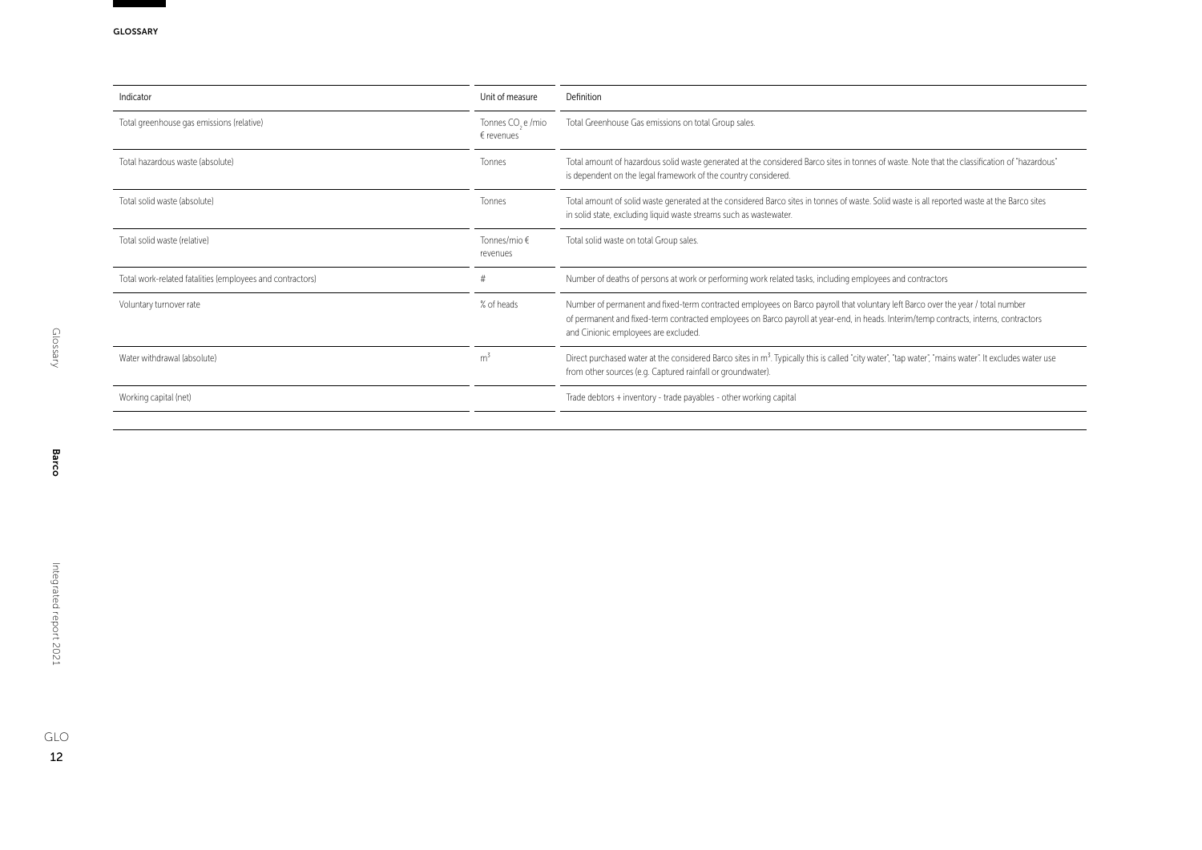GLOSSARY

| Indicator | Unit of measure | Definition |
| --- | --- | --- |
| Total greenhouse gas emissions (relative) | Tonnes $CO_2$e /mio € revenues | Total Greenhouse Gas emissions on total Group sales. |
| Total hazardous waste (absolute) | Tonnes | Total amount of hazardous solid waste generated at the considered Barco sites in tonnes of waste. Note that the classification of "hazardous" is dependent on the legal framework of the country considered. |
| Total solid waste (absolute) | Tonnes | Total amount of solid waste generated at the considered Barco sites in tonnes of waste. Solid waste is all reported waste at the Barco sites in solid state, excluding liquid waste streams such as wastewater. |
| Total solid waste (relative) | Tonnes/mio € revenues | Total solid waste on total Group sales. |
| Total work-related fatalities (employees and contractors) | # | Number of deaths of persons at work or performing work related tasks, including employees and contractors |
| Voluntary turnover rate | % of heads | Number of permanent and fixed-term contracted employees on Barco payroll that voluntary left Barco over the year / total number of permanent and fixed-term contracted employees on Barco payroll at year-end, in heads. Interim/temp contracts, interns, contractors and Cinionic employees are excluded. |
| Water withdrawal (absolute) | $m^3$ | Direct purchased water at the considered Barco sites in $m^3$. Typically this is called "city water", "tap water", "mains water". It excludes water use from other sources (e.g. Captured rainfall or groundwater). |
| Working capital (net) | | Trade debtors + inventory - trade payables - other working capital |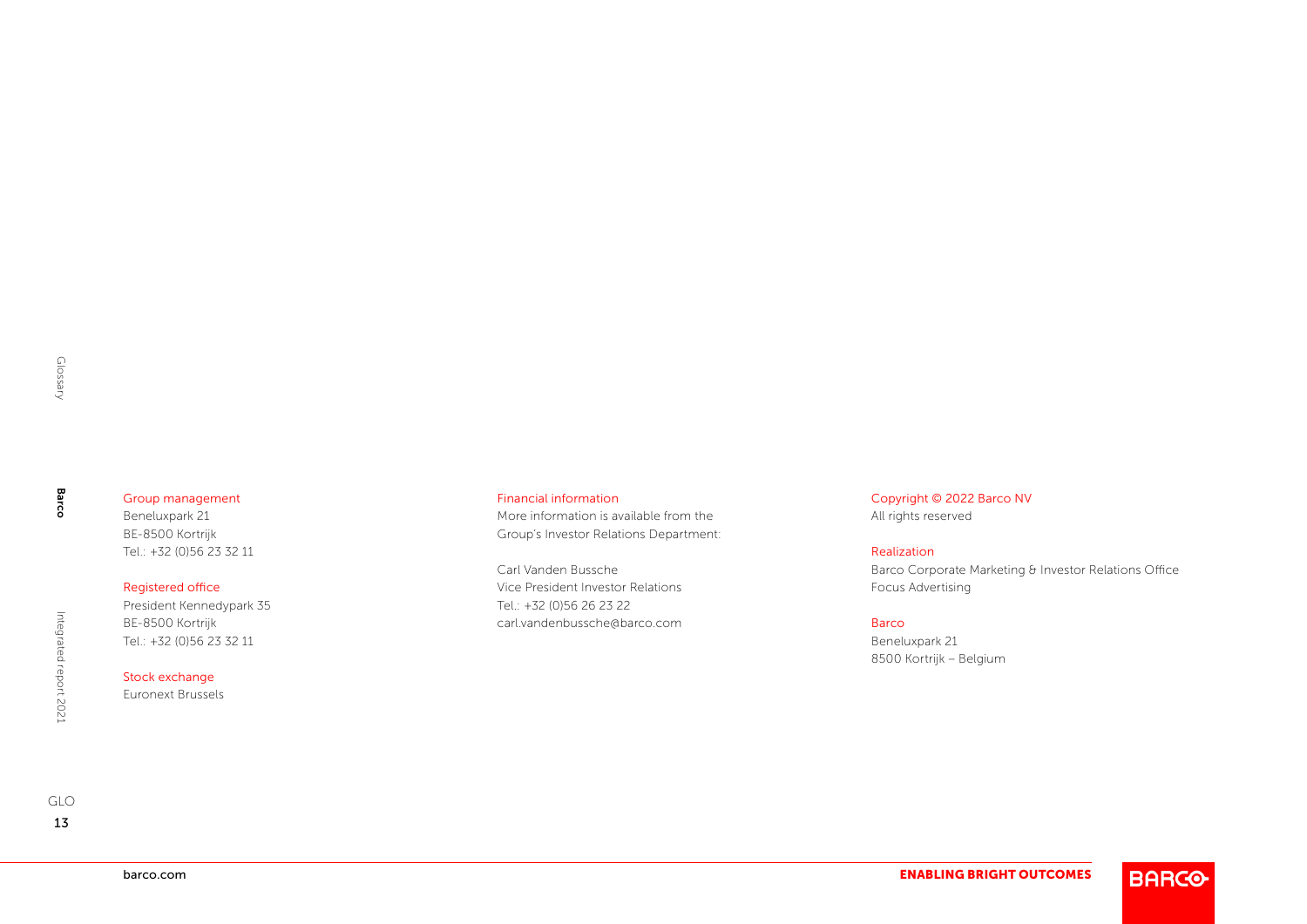### Group management

Beneluxpark 21
BE-8500 Kortrijk
Tel.: +32 (0)56 23 32 11

### Registered office

President Kennedypark 35
BE-8500 Kortrijk
Tel.: +32 (0)56 23 32 11

### Stock exchange

Euronext Brussels

### Financial information

More information is available from the Group's Investor Relations Department:

Carl Vanden Bussche
Vice President Investor Relations
Tel.: +32 (0)56 26 23 22
carl.vandenbussche@barco.com

### Copyright © 2022 Barco NV

All rights reserved

### Realization

Barco Corporate Marketing & Investor Relations Office
Focus Advertising

### Barco

Beneluxpark 21
8500 Kortrijk – Belgium

barco.com

**ENABLING BRIGHT OUTCOMES**